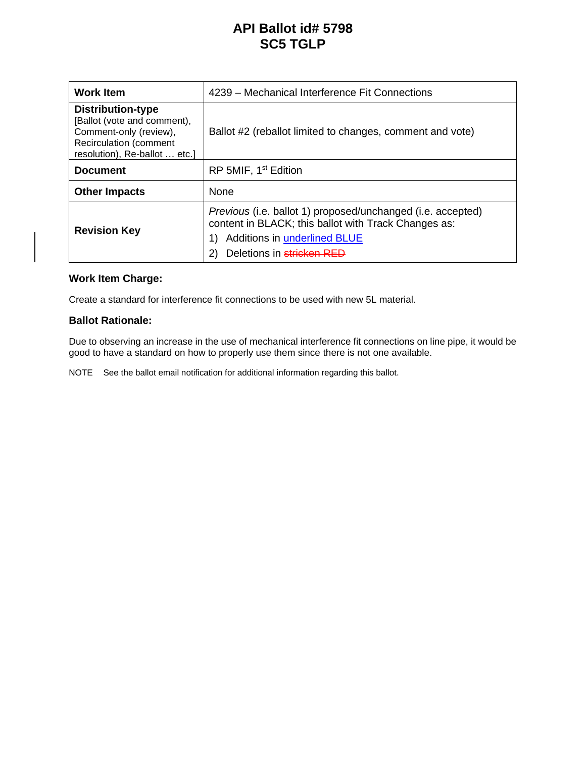# API Ballot id# 5798
# SC5 TGLP

| **Work Item** | 4239 – Mechanical Interference Fit Connections |
|---|---|
| **Distribution-type** [Ballot (vote and comment), Comment-only (review), Recirculation (comment resolution), Re-ballot … etc.] | Ballot #2 (reballot limited to changes, comment and vote) |
| **Document** | RP 5MIF, 1st Edition |
| **Other Impacts** | None |
| **Revision Key** | *Previous* (i.e. ballot 1) proposed/unchanged (i.e. accepted) content in BLACK; this ballot with Track Changes as: 1) Additions in <u>underlined BLUE</u> 2) Deletions in ~~stricken RED~~ |

### Work Item Charge:

Create a standard for interference fit connections to be used with new 5L material.

### Ballot Rationale:

Due to observing an increase in the use of mechanical interference fit connections on line pipe, it would be good to have a standard on how to properly use them since there is not one available.

NOTE See the ballot email notification for additional information regarding this ballot.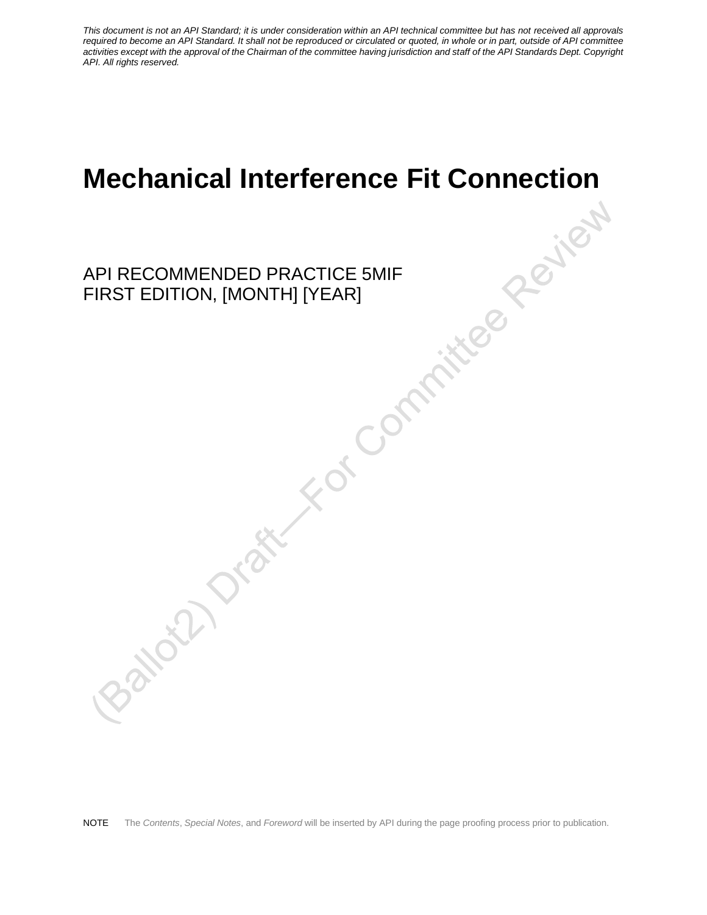*This document is not an API Standard; it is under consideration within an API technical committee but has not received all approvals required to become an API Standard. It shall not be reproduced or circulated or quoted, in whole or in part, outside of API committee activities except with the approval of the Chairman of the committee having jurisdiction and staff of the API Standards Dept. Copyright API. All rights reserved.*

# Mechanical Interference Fit Connection

API RECOMMENDED PRACTICE 5MIF
FIRST EDITION, [MONTH] [YEAR]

(Ballot2) Draft—For Committee Review

NOTE The *Contents*, *Special Notes*, and *Foreword* will be inserted by API during the page proofing process prior to publication.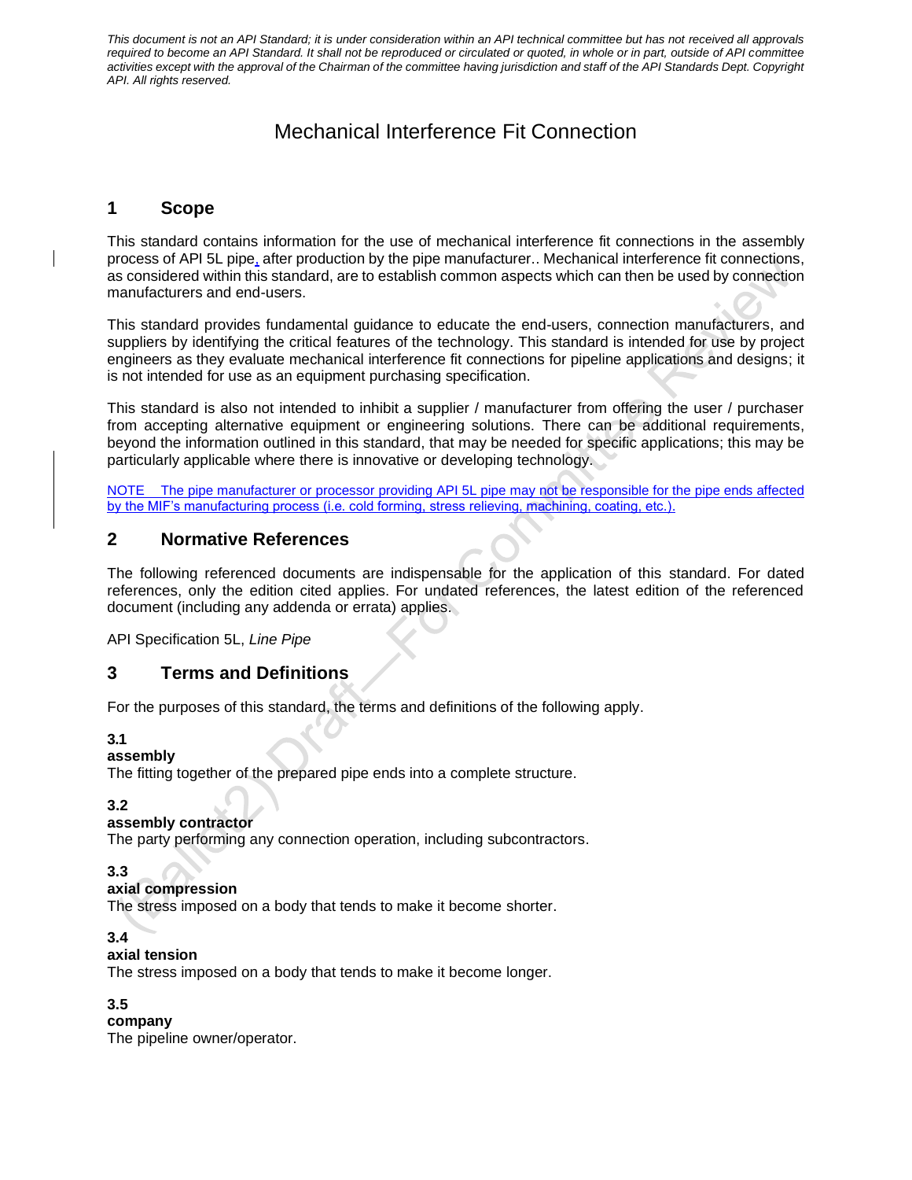*This document is not an API Standard; it is under consideration within an API technical committee but has not received all approvals required to become an API Standard. It shall not be reproduced or circulated or quoted, in whole or in part, outside of API committee activities except with the approval of the Chairman of the committee having jurisdiction and staff of the API Standards Dept. Copyright API. All rights reserved.*

# Mechanical Interference Fit Connection

## 1 Scope

This standard contains information for the use of mechanical interference fit connections in the assembly process of API 5L pipe, after production by the pipe manufacturer.. Mechanical interference fit connections, as considered within this standard, are to establish common aspects which can then be used by connection manufacturers and end-users.

This standard provides fundamental guidance to educate the end-users, connection manufacturers, and suppliers by identifying the critical features of the technology. This standard is intended for use by project engineers as they evaluate mechanical interference fit connections for pipeline applications and designs; it is not intended for use as an equipment purchasing specification.

This standard is also not intended to inhibit a supplier / manufacturer from offering the user / purchaser from accepting alternative equipment or engineering solutions. There can be additional requirements, beyond the information outlined in this standard, that may be needed for specific applications; this may be particularly applicable where there is innovative or developing technology.

NOTE The pipe manufacturer or processor providing API 5L pipe may not be responsible for the pipe ends affected by the MIF's manufacturing process (i.e. cold forming, stress relieving, machining, coating, etc.).

## 2 Normative References

The following referenced documents are indispensable for the application of this standard. For dated references, only the edition cited applies. For undated references, the latest edition of the referenced document (including any addenda or errata) applies.

API Specification 5L, *Line Pipe*

## 3 Terms and Definitions

For the purposes of this standard, the terms and definitions of the following apply.

**3.1**
**assembly**
The fitting together of the prepared pipe ends into a complete structure.

**3.2**
**assembly contractor**
The party performing any connection operation, including subcontractors.

**3.3**
**axial compression**
The stress imposed on a body that tends to make it become shorter.

**3.4**
**axial tension**
The stress imposed on a body that tends to make it become longer.

**3.5**
**company**
The pipeline owner/operator.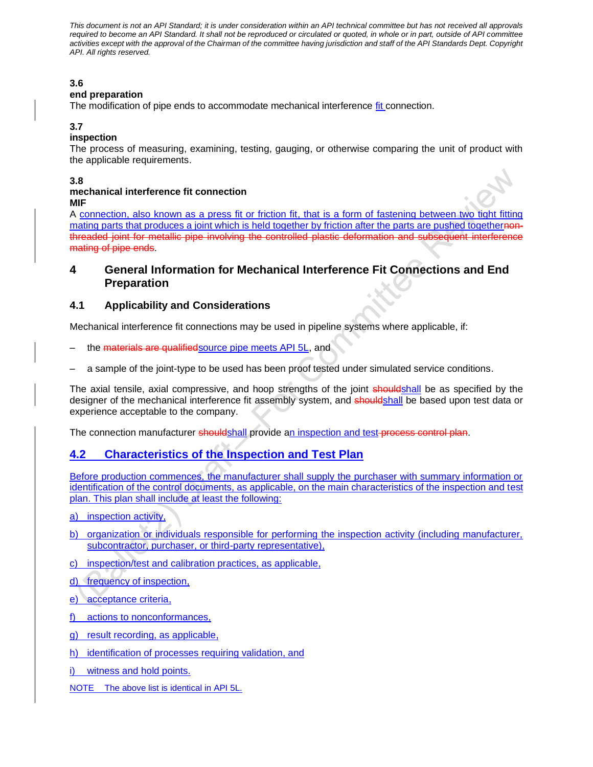**3.6**
**end preparation**
The modification of pipe ends to accommodate mechanical interference fit connection.

**3.7**
**inspection**
The process of measuring, examining, testing, gauging, or otherwise comparing the unit of product with the applicable requirements.

**3.8**
**mechanical interference fit connection**
**MIF**
A connection, also known as a press fit or friction fit, that is a form of fastening between two tight fitting mating parts that produces a joint which is held together by friction after the parts are pushed together~~non-threaded joint for metallic pipe involving the controlled plastic deformation and subsequent interference mating of pipe ends~~.

# 4 General Information for Mechanical Interference Fit Connections and End Preparation

## 4.1 Applicability and Considerations

Mechanical interference fit connections may be used in pipeline systems where applicable, if:

- the ~~materials are qualified~~source pipe meets API 5L, and
- a sample of the joint-type to be used has been proof tested under simulated service conditions.

The axial tensile, axial compressive, and hoop strengths of the joint ~~should~~shall be as specified by the designer of the mechanical interference fit assembly system, and ~~should~~shall be based upon test data or experience acceptable to the company.

The connection manufacturer ~~should~~shall provide an inspection and test ~~process control plan~~.

## 4.2 Characteristics of the Inspection and Test Plan

Before production commences, the manufacturer shall supply the purchaser with summary information or identification of the control documents, as applicable, on the main characteristics of the inspection and test plan. This plan shall include at least the following:

a) inspection activity,

b) organization or individuals responsible for performing the inspection activity (including manufacturer, subcontractor, purchaser, or third-party representative),

c) inspection/test and calibration practices, as applicable,

d) frequency of inspection,

e) acceptance criteria,

f) actions to nonconformances,

g) result recording, as applicable,

h) identification of processes requiring validation, and

i) witness and hold points.

NOTE The above list is identical in API 5L.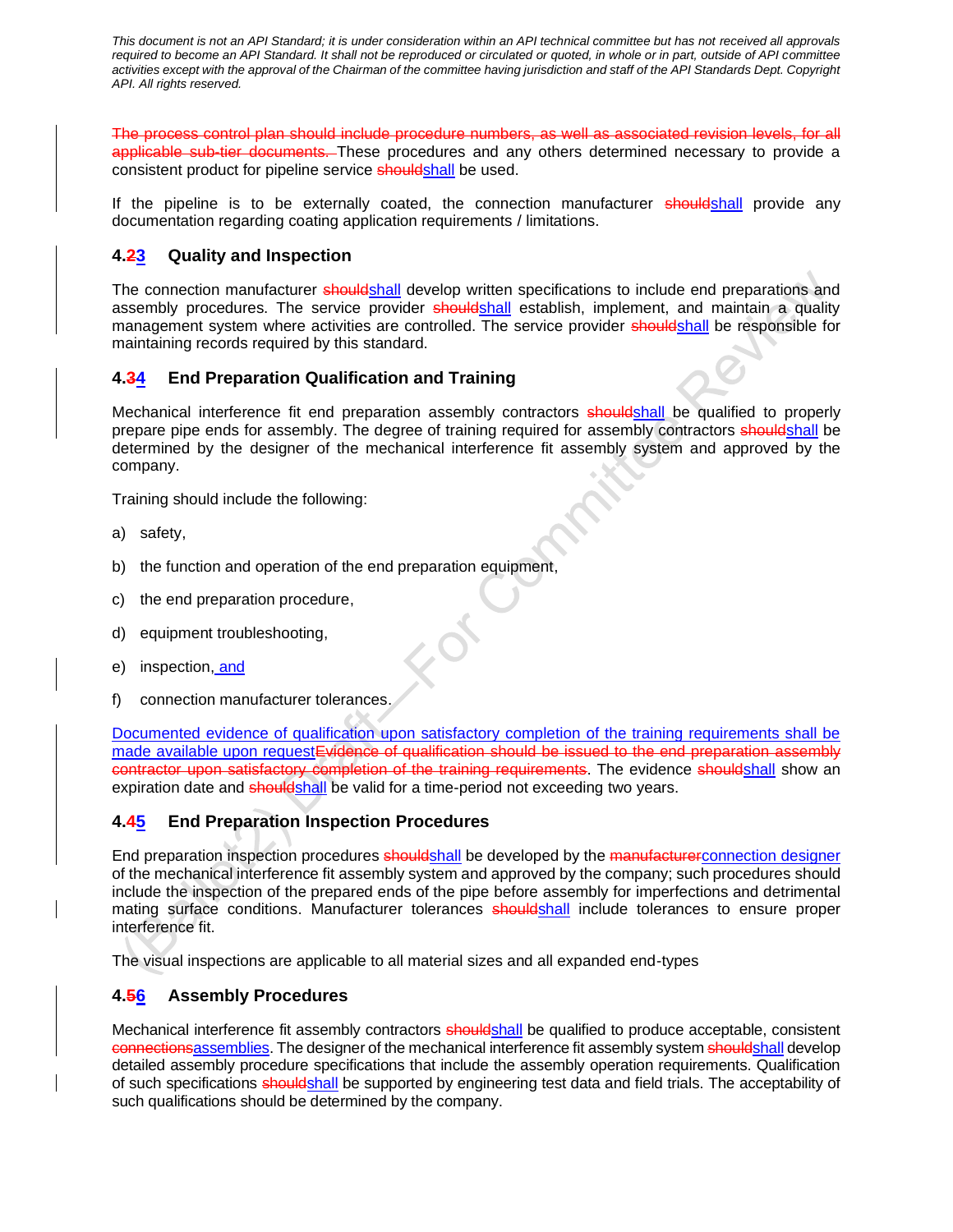~~The process control plan should include procedure numbers, as well as associated revision levels, for all applicable sub-tier documents.~~ These procedures and any others determined necessary to provide a consistent product for pipeline service ~~should~~shall be used.

If the pipeline is to be externally coated, the connection manufacturer ~~should~~shall provide any documentation regarding coating application requirements / limitations.

### 4.~~2~~3 Quality and Inspection

The connection manufacturer ~~should~~shall develop written specifications to include end preparations and assembly procedures. The service provider ~~should~~shall establish, implement, and maintain a quality management system where activities are controlled. The service provider ~~should~~shall be responsible for maintaining records required by this standard.

### 4.~~3~~4 End Preparation Qualification and Training

Mechanical interference fit end preparation assembly contractors ~~should~~shall be qualified to properly prepare pipe ends for assembly. The degree of training required for assembly contractors ~~should~~shall be determined by the designer of the mechanical interference fit assembly system and approved by the company.

Training should include the following:

a) safety,

b) the function and operation of the end preparation equipment,

c) the end preparation procedure,

d) equipment troubleshooting,

e) inspection, and

f) connection manufacturer tolerances.

Documented evidence of qualification upon satisfactory completion of the training requirements shall be made available upon request~~Evidence of qualification should be issued to the end preparation assembly contractor upon satisfactory completion of the training requirements~~. The evidence ~~should~~shall show an expiration date and ~~should~~shall be valid for a time-period not exceeding two years.

### 4.~~4~~5 End Preparation Inspection Procedures

End preparation inspection procedures ~~should~~shall be developed by the ~~manufacturer~~connection designer of the mechanical interference fit assembly system and approved by the company; such procedures should include the inspection of the prepared ends of the pipe before assembly for imperfections and detrimental mating surface conditions. Manufacturer tolerances ~~should~~shall include tolerances to ensure proper interference fit.

The visual inspections are applicable to all material sizes and all expanded end-types

### 4.~~5~~6 Assembly Procedures

Mechanical interference fit assembly contractors ~~should~~shall be qualified to produce acceptable, consistent ~~connections~~assemblies. The designer of the mechanical interference fit assembly system ~~should~~shall develop detailed assembly procedure specifications that include the assembly operation requirements. Qualification of such specifications ~~should~~shall be supported by engineering test data and field trials. The acceptability of such qualifications should be determined by the company.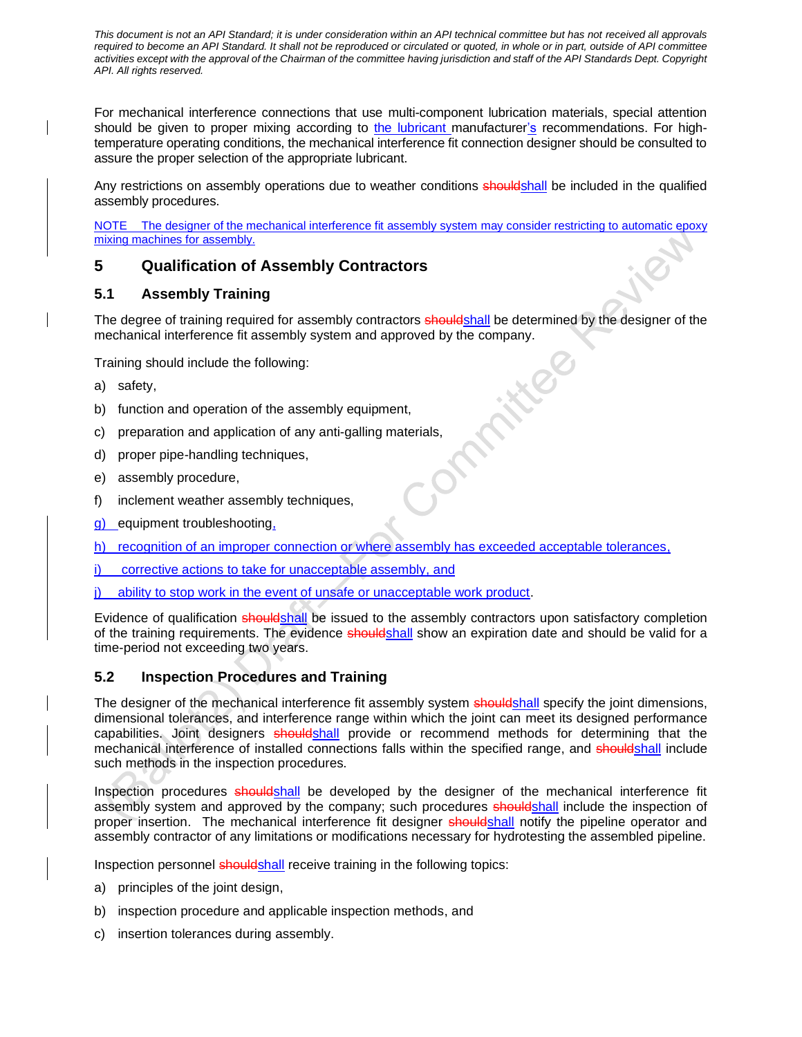For mechanical interference connections that use multi-component lubrication materials, special attention should be given to proper mixing according to the lubricant manufacturer's recommendations. For high-temperature operating conditions, the mechanical interference fit connection designer should be consulted to assure the proper selection of the appropriate lubricant.

Any restrictions on assembly operations due to weather conditions ~~should~~shall be included in the qualified assembly procedures.

NOTE The designer of the mechanical interference fit assembly system may consider restricting to automatic epoxy mixing machines for assembly.

## 5 Qualification of Assembly Contractors

### 5.1 Assembly Training

The degree of training required for assembly contractors ~~should~~shall be determined by the designer of the mechanical interference fit assembly system and approved by the company.

Training should include the following:

a) safety,

b) function and operation of the assembly equipment,

c) preparation and application of any anti-galling materials,

d) proper pipe-handling techniques,

e) assembly procedure,

f) inclement weather assembly techniques,

g) equipment troubleshooting,

h) recognition of an improper connection or where assembly has exceeded acceptable tolerances,

i) corrective actions to take for unacceptable assembly, and

j) ability to stop work in the event of unsafe or unacceptable work product.

Evidence of qualification ~~should~~shall be issued to the assembly contractors upon satisfactory completion of the training requirements. The evidence ~~should~~shall show an expiration date and should be valid for a time-period not exceeding two years.

### 5.2 Inspection Procedures and Training

The designer of the mechanical interference fit assembly system ~~should~~shall specify the joint dimensions, dimensional tolerances, and interference range within which the joint can meet its designed performance capabilities. Joint designers ~~should~~shall provide or recommend methods for determining that the mechanical interference of installed connections falls within the specified range, and ~~should~~shall include such methods in the inspection procedures.

Inspection procedures ~~should~~shall be developed by the designer of the mechanical interference fit assembly system and approved by the company; such procedures ~~should~~shall include the inspection of proper insertion. The mechanical interference fit designer ~~should~~shall notify the pipeline operator and assembly contractor of any limitations or modifications necessary for hydrotesting the assembled pipeline.

Inspection personnel ~~should~~shall receive training in the following topics:

a) principles of the joint design,

b) inspection procedure and applicable inspection methods, and

c) insertion tolerances during assembly.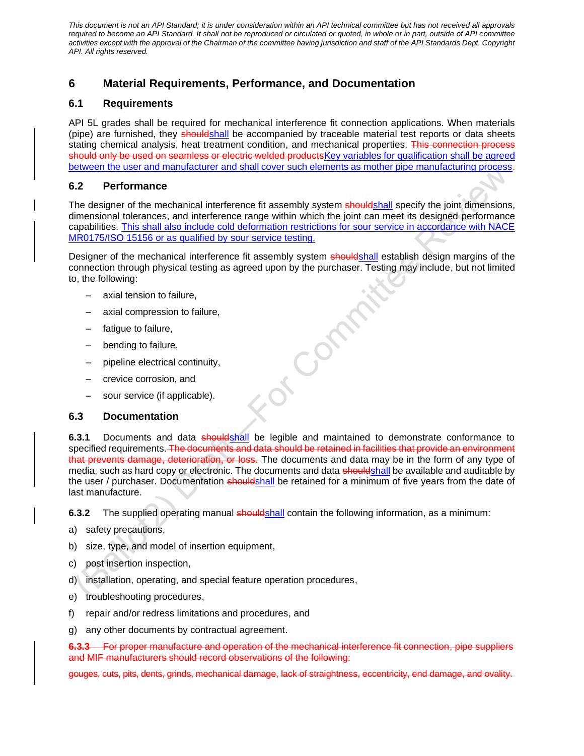## 6 Material Requirements, Performance, and Documentation

### 6.1 Requirements

API 5L grades shall be required for mechanical interference fit connection applications. When materials (pipe) are furnished, they ~~should~~shall be accompanied by traceable material test reports or data sheets stating chemical analysis, heat treatment condition, and mechanical properties. ~~This connection process should only be used on seamless or electric welded products~~Key variables for qualification shall be agreed between the user and manufacturer and shall cover such elements as mother pipe manufacturing process.

### 6.2 Performance

The designer of the mechanical interference fit assembly system ~~should~~shall specify the joint dimensions, dimensional tolerances, and interference range within which the joint can meet its designed performance capabilities. This shall also include cold deformation restrictions for sour service in accordance with NACE MR0175/ISO 15156 or as qualified by sour service testing.

Designer of the mechanical interference fit assembly system ~~should~~shall establish design margins of the connection through physical testing as agreed upon by the purchaser. Testing may include, but not limited to, the following:

- axial tension to failure,
- axial compression to failure,
- fatigue to failure,
- bending to failure,
- pipeline electrical continuity,
- crevice corrosion, and
- sour service (if applicable).

### 6.3 Documentation

**6.3.1** Documents and data ~~should~~shall be legible and maintained to demonstrate conformance to specified requirements. ~~The documents and data should be retained in facilities that provide an environment that prevents damage, deterioration, or loss.~~ The documents and data may be in the form of any type of media, such as hard copy or electronic. The documents and data ~~should~~shall be available and auditable by the user / purchaser. Documentation ~~should~~shall be retained for a minimum of five years from the date of last manufacture.

**6.3.2** The supplied operating manual ~~should~~shall contain the following information, as a minimum:

a) safety precautions,

b) size, type, and model of insertion equipment,

c) post insertion inspection,

d) installation, operating, and special feature operation procedures,

e) troubleshooting procedures,

f) repair and/or redress limitations and procedures, and

g) any other documents by contractual agreement.

~~**6.3.3** For proper manufacture and operation of the mechanical interference fit connection, pipe suppliers and MIF manufacturers should record observations of the following:~~

~~gouges, cuts, pits, dents, grinds, mechanical damage, lack of straightness, eccentricity, end damage, and ovality.~~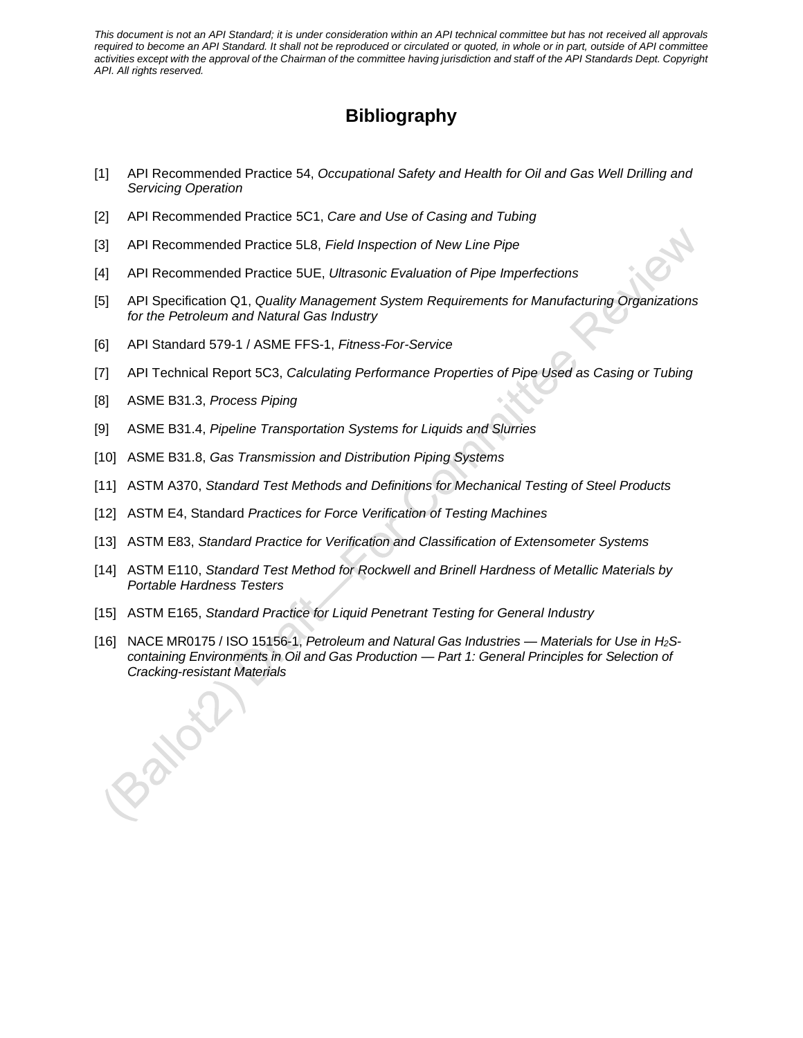This document is not an API Standard; it is under consideration within an API technical committee but has not received all approvals required to become an API Standard. It shall not be reproduced or circulated or quoted, in whole or in part, outside of API committee activities except with the approval of the Chairman of the committee having jurisdiction and staff of the API Standards Dept. Copyright API. All rights reserved.

# Bibliography

[1] API Recommended Practice 54, *Occupational Safety and Health for Oil and Gas Well Drilling and Servicing Operation*

[2] API Recommended Practice 5C1, *Care and Use of Casing and Tubing*

[3] API Recommended Practice 5L8, *Field Inspection of New Line Pipe*

[4] API Recommended Practice 5UE, *Ultrasonic Evaluation of Pipe Imperfections*

[5] API Specification Q1, *Quality Management System Requirements for Manufacturing Organizations for the Petroleum and Natural Gas Industry*

[6] API Standard 579-1 / ASME FFS-1, *Fitness-For-Service*

[7] API Technical Report 5C3, *Calculating Performance Properties of Pipe Used as Casing or Tubing*

[8] ASME B31.3, *Process Piping*

[9] ASME B31.4, *Pipeline Transportation Systems for Liquids and Slurries*

[10] ASME B31.8, *Gas Transmission and Distribution Piping Systems*

[11] ASTM A370, *Standard Test Methods and Definitions for Mechanical Testing of Steel Products*

[12] ASTM E4, Standard *Practices for Force Verification of Testing Machines*

[13] ASTM E83, *Standard Practice for Verification and Classification of Extensometer Systems*

[14] ASTM E110, *Standard Test Method for Rockwell and Brinell Hardness of Metallic Materials by Portable Hardness Testers*

[15] ASTM E165, *Standard Practice for Liquid Penetrant Testing for General Industry*

[16] NACE MR0175 / ISO 15156-1, *Petroleum and Natural Gas Industries — Materials for Use in $H_2S$-containing Environments in Oil and Gas Production — Part 1: General Principles for Selection of Cracking-resistant Materials*